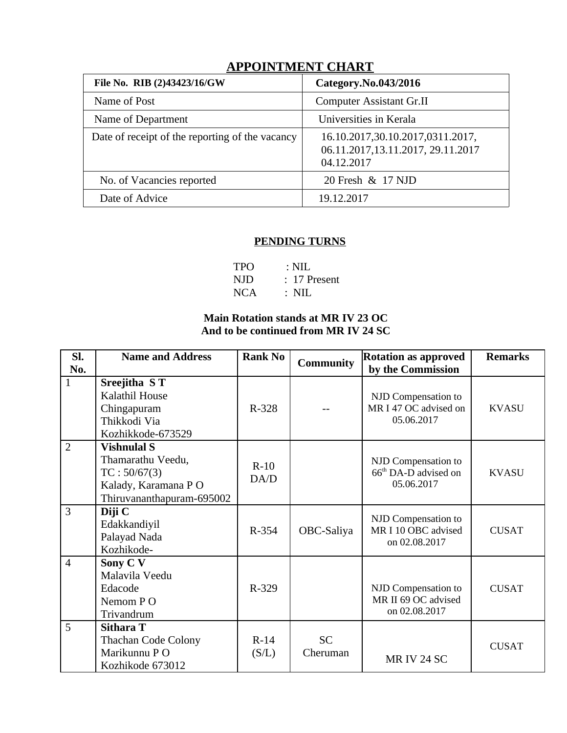# APPOINTMENT CHART

| File No. RIB (2)43423/16/GW | Category.No.043/2016 |
|---|---|
| Name of Post | Computer Assistant Gr.II |
| Name of Department | Universities in Kerala |
| Date of receipt of the reporting of the vacancy | 16.10.2017,30.10.2017,0311.2017, 06.11.2017,13.11.2017, 29.11.2017 04.12.2017 |
| No. of Vacancies reported | 20 Fresh & 17 NJD |
| Date of Advice | 19.12.2017 |

## PENDING TURNS

TPO : NIL
NJD : 17 Present
NCA : NIL

**Main Rotation stands at MR IV 23 OC**
**And to be continued from MR IV 24 SC**

| Sl. No. | Name and Address | Rank No | Community | Rotation as approved by the Commission | Remarks |
|---|---|---|---|---|---|
| 1 | **Sreejitha S T** Kalathil House Chingapuram Thikkodi Via Kozhikkode-673529 | R-328 | -- | NJD Compensation to MR I 47 OC advised on 05.06.2017 | KVASU |
| 2 | **Vishnulal S** Thamarathu Veedu, TC : 50/67(3) Kalady, Karamana P O Thiruvananthapuram-695002 | R-10 DA/D | | NJD Compensation to 66th DA-D advised on 05.06.2017 | KVASU |
| 3 | **Diji C** Edakkandiyil Palayad Nada Kozhikode- | R-354 | OBC-Saliya | NJD Compensation to MR I 10 OBC advised on 02.08.2017 | CUSAT |
| 4 | **Sony C V** Malavila Veedu Edacode Nemom P O Trivandrum | R-329 | | NJD Compensation to MR II 69 OC advised on 02.08.2017 | CUSAT |
| 5 | **Sithara T** Thachan Code Colony Marikunnu P O Kozhikode 673012 | R-14 (S/L) | SC Cheruman | MR IV 24 SC | CUSAT |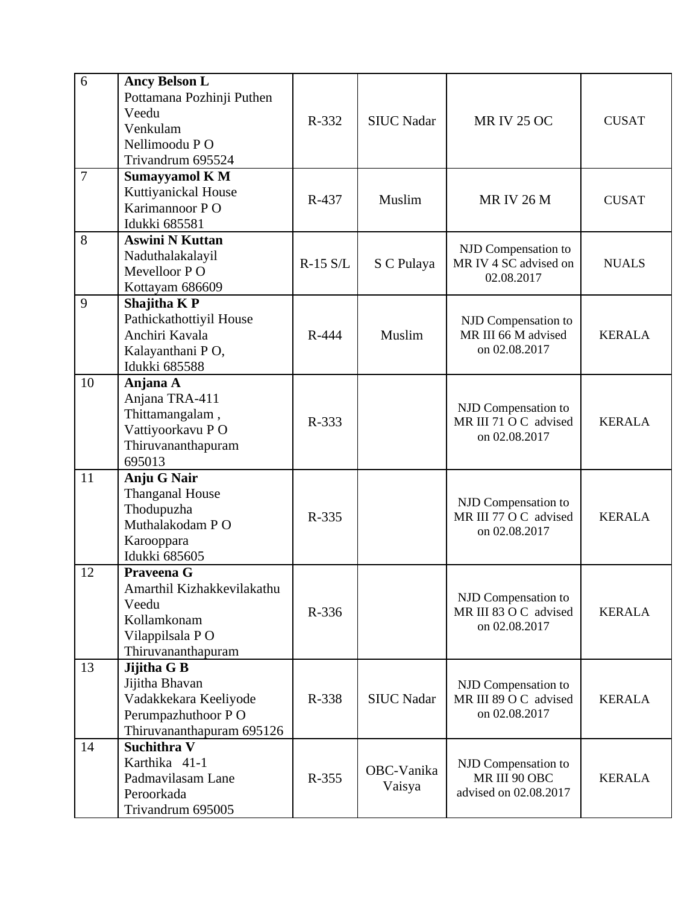| 6 | **Ancy Belson L**<br>Pottamana Pozhinji Puthen Veedu<br>Venkulam<br>Nellimoodu P O<br>Trivandrum 695524 | R-332 | SIUC Nadar | MR IV 25 OC | CUSAT |
|---|---|---|---|---|---|
| 7 | **Sumayyamol K M**<br>Kuttiyanickal House<br>Karimannoor P O<br>Idukki 685581 | R-437 | Muslim | MR IV 26 M | CUSAT |
| 8 | **Aswini N Kuttan**<br>Naduthalakalayil<br>Mevelloor P O<br>Kottayam 686609 | R-15 S/L | S C Pulaya | NJD Compensation to MR IV 4 SC advised on 02.08.2017 | NUALS |
| 9 | **Shajitha K P**<br>Pathickathottiyil House<br>Anchiri Kavala<br>Kalayanthani P O,<br>Idukki 685588 | R-444 | Muslim | NJD Compensation to MR III 66 M advised on 02.08.2017 | KERALA |
| 10 | **Anjana A**<br>Anjana TRA-411<br>Thittamangalam ,<br>Vattiyoorkavu P O<br>Thiruvananthapuram 695013 | R-333 | | NJD Compensation to MR III 71 O C advised on 02.08.2017 | KERALA |
| 11 | **Anju G Nair**<br>Thanganal House<br>Thodupuzha<br>Muthalakodam P O<br>Karooppara<br>Idukki 685605 | R-335 | | NJD Compensation to MR III 77 O C advised on 02.08.2017 | KERALA |
| 12 | **Praveena G**<br>Amarthil Kizhakkevilakathu Veedu<br>Kollamkonam<br>Vilappilsala P O<br>Thiruvananthapuram | R-336 | | NJD Compensation to MR III 83 O C advised on 02.08.2017 | KERALA |
| 13 | **Jijitha G B**<br>Jijitha Bhavan<br>Vadakkekara Keeliyode<br>Perumpazhuthoor P O<br>Thiruvananthapuram 695126 | R-338 | SIUC Nadar | NJD Compensation to MR III 89 O C advised on 02.08.2017 | KERALA |
| 14 | **Suchithra V**<br>Karthika 41-1<br>Padmavilasam Lane<br>Peroorkada<br>Trivandrum 695005 | R-355 | OBC-Vanika Vaisya | NJD Compensation to MR III 90 OBC advised on 02.08.2017 | KERALA |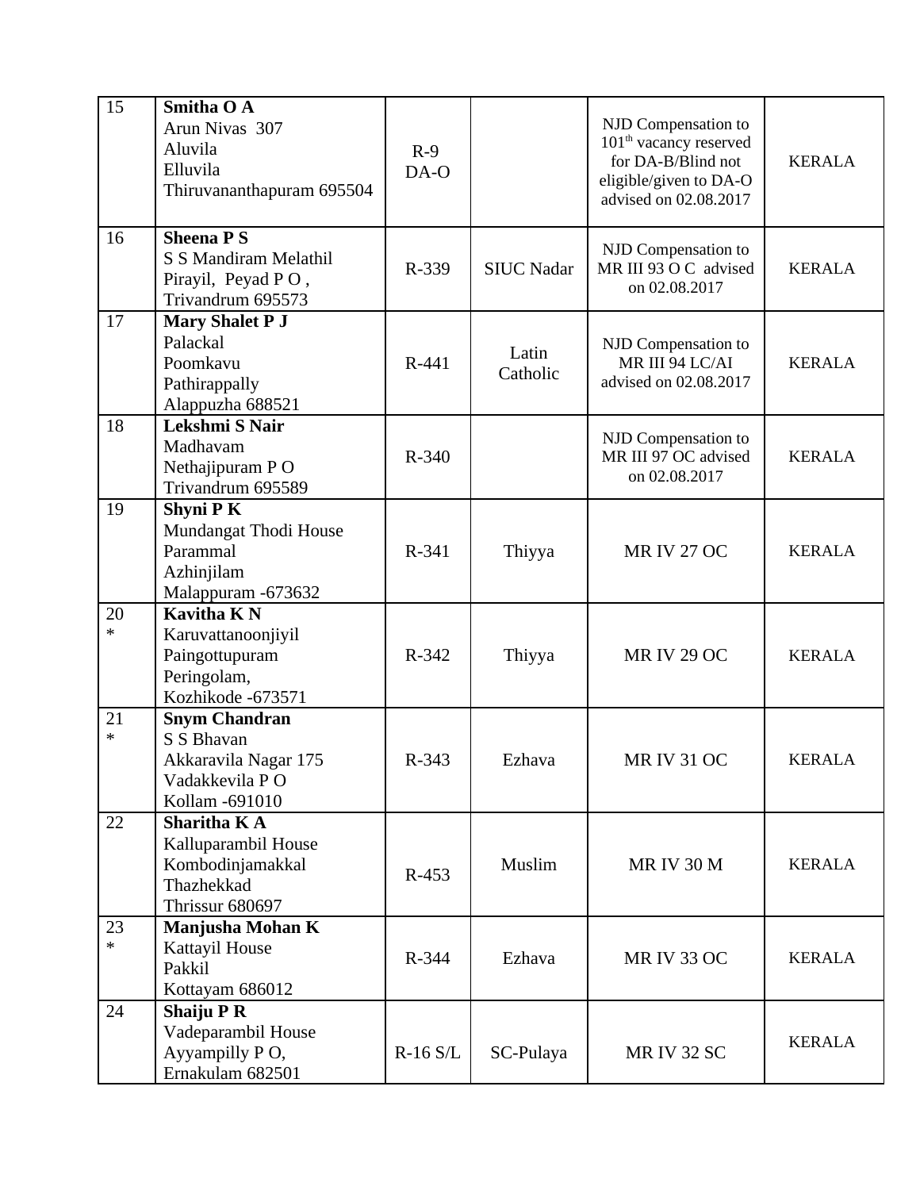| | | | | | |
|---|---|---|---|---|---|
| 15 | **Smitha O A**<br>Arun Nivas 307<br>Aluvila<br>Elluvila<br>Thiruvananthapuram 695504 | R-9<br>DA-O | | NJD Compensation to 101th vacancy reserved for DA-B/Blind not eligible/given to DA-O advised on 02.08.2017 | KERALA |
| 16 | **Sheena P S**<br>S S Mandiram Melathil<br>Pirayil, Peyad P O ,<br>Trivandrum 695573 | R-339 | SIUC Nadar | NJD Compensation to MR III 93 O C advised on 02.08.2017 | KERALA |
| 17 | **Mary Shalet P J**<br>Palackal<br>Poomkavu<br>Pathirappally<br>Alappuzha 688521 | R-441 | Latin Catholic | NJD Compensation to MR III 94 LC/AI advised on 02.08.2017 | KERALA |
| 18 | **Lekshmi S Nair**<br>Madhavam<br>Nethajipuram P O<br>Trivandrum 695589 | R-340 | | NJD Compensation to MR III 97 OC advised on 02.08.2017 | KERALA |
| 19 | **Shyni P K**<br>Mundangat Thodi House<br>Parammal<br>Azhinjilam<br>Malappuram -673632 | R-341 | Thiyya | MR IV 27 OC | KERALA |
| 20 * | **Kavitha K N**<br>Karuvattanoonjiyil<br>Paingottupuram<br>Peringolam,<br>Kozhikode -673571 | R-342 | Thiyya | MR IV 29 OC | KERALA |
| 21 * | **Snym Chandran**<br>S S Bhavan<br>Akkaravila Nagar 175<br>Vadakkevila P O<br>Kollam -691010 | R-343 | Ezhava | MR IV 31 OC | KERALA |
| 22 | **Sharitha K A**<br>Kalluparambil House<br>Kombodinjamakkal<br>Thazhekkad<br>Thrissur 680697 | R-453 | Muslim | MR IV 30 M | KERALA |
| 23 * | **Manjusha Mohan K**<br>Kattayil House<br>Pakkil<br>Kottayam 686012 | R-344 | Ezhava | MR IV 33 OC | KERALA |
| 24 | **Shaiju P R**<br>Vadeparambil House<br>Ayyampilly P O,<br>Ernakulam 682501 | R-16 S/L | SC-Pulaya | MR IV 32 SC | KERALA |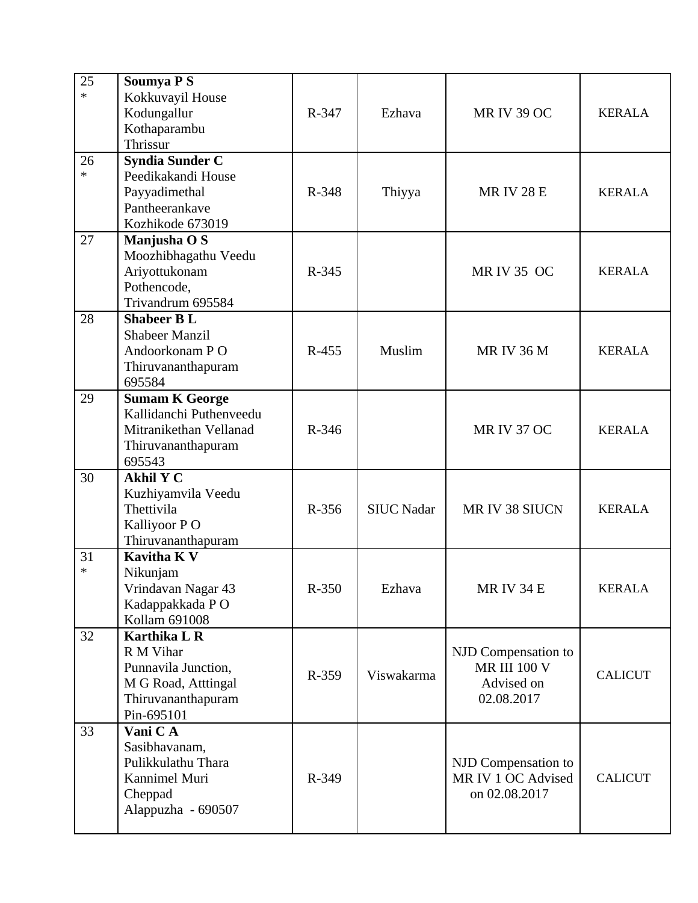| | | | | | |
|---|---|---|---|---|---|
| 25 * | **Soumya P S** Kokkuvayil House Kodungallur Kothaparambu Thrissur | R-347 | Ezhava | MR IV 39 OC | KERALA |
| 26 * | **Syndia Sunder C** Peedikakandi House Payyadimethal Pantheerankave Kozhikode 673019 | R-348 | Thiyya | MR IV 28 E | KERALA |
| 27 | **Manjusha O S** Moozhibhagathu Veedu Ariyottukonam Pothencode, Trivandrum 695584 | R-345 | | MR IV 35 OC | KERALA |
| 28 | **Shabeer B L** Shabeer Manzil Andoorkonam P O Thiruvananthapuram 695584 | R-455 | Muslim | MR IV 36 M | KERALA |
| 29 | **Sumam K George** Kallidanchi Puthenveedu Mitranikethan Vellanad Thiruvananthapuram 695543 | R-346 | | MR IV 37 OC | KERALA |
| 30 | **Akhil Y C** Kuzhiyamvila Veedu Thettivila Kalliyoor P O Thiruvananthapuram | R-356 | SIUC Nadar | MR IV 38 SIUCN | KERALA |
| 31 * | **Kavitha K V** Nikunjam Vrindavan Nagar 43 Kadappakkada P O Kollam 691008 | R-350 | Ezhava | MR IV 34 E | KERALA |
| 32 | **Karthika L R** R M Vihar Punnavila Junction, M G Road, Atttingal Thiruvananthapuram Pin-695101 | R-359 | Viswakarma | NJD Compensation to MR III 100 V Advised on 02.08.2017 | CALICUT |
| 33 | **Vani C A** Sasibhavanam, Pulikkulathu Thara Kannimel Muri Cheppad Alappuzha - 690507 | R-349 | | NJD Compensation to MR IV 1 OC Advised on 02.08.2017 | CALICUT |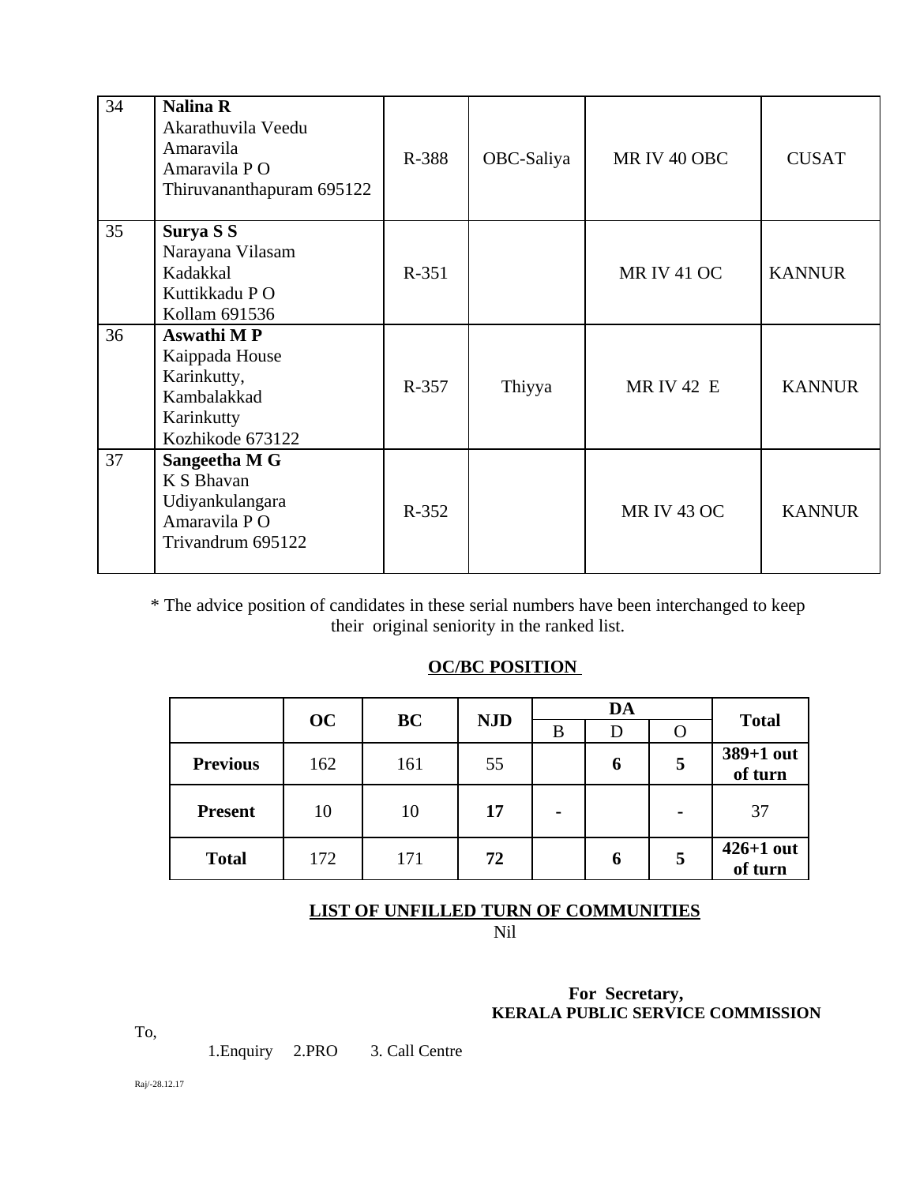| | | | | | |
|---|---|---|---|---|---|
| 34 | **Nalina R**<br>Akarathuvila Veedu<br>Amaravila<br>Amaravila P O<br>Thiruvananthapuram 695122 | R-388 | OBC-Saliya | MR IV 40 OBC | CUSAT |
| 35 | **Surya S S**<br>Narayana Vilasam<br>Kadakkal<br>Kuttikkadu P O<br>Kollam 691536 | R-351 | | MR IV 41 OC | KANNUR |
| 36 | **Aswathi M P**<br>Kaippada House<br>Karinkutty,<br>Kambalakkad<br>Karinkutty<br>Kozhikode 673122 | R-357 | Thiyya | MR IV 42 E | KANNUR |
| 37 | **Sangeetha M G**<br>K S Bhavan<br>Udiyankulangara<br>Amaravila P O<br>Trivandrum 695122 | R-352 | | MR IV 43 OC | KANNUR |

* The advice position of candidates in these serial numbers have been interchanged to keep their original seniority in the ranked list.

**OC/BC POSITION**

| | OC | BC | NJD | DA | | | Total |
|---|---|---|---|---|---|---|---|
| | | | | B | D | O | |
| **Previous** | 162 | 161 | 55 | | **6** | **5** | **389+1 out of turn** |
| **Present** | 10 | 10 | **17** | **-** | | **-** | 37 |
| **Total** | 172 | 171 | **72** | | **6** | **5** | **426+1 out of turn** |

**LIST OF UNFILLED TURN OF COMMUNITIES**

Nil

**For Secretary,**
**KERALA PUBLIC SERVICE COMMISSION**

To,

1.Enquiry 2.PRO 3. Call Centre

Raj/-28.12.17